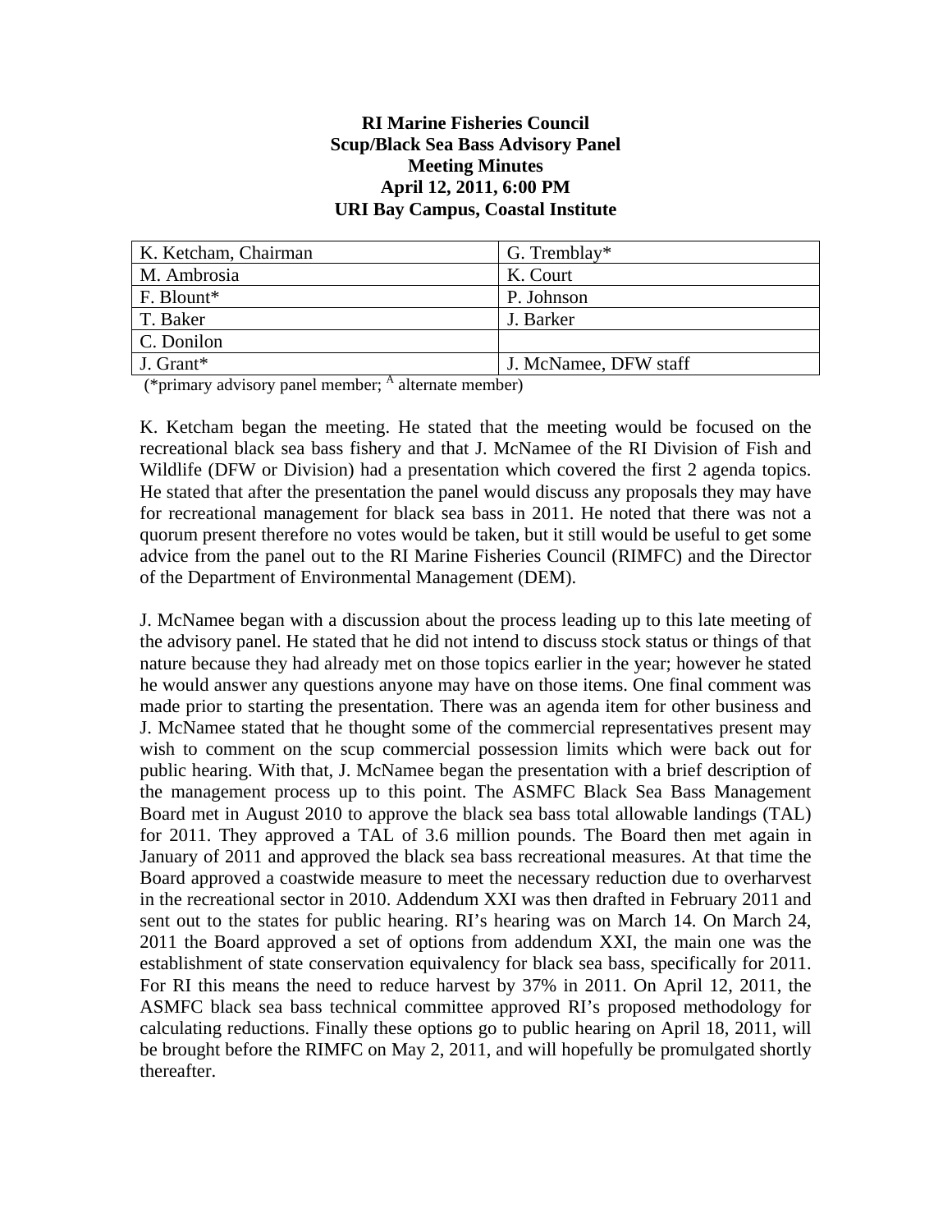**RI Marine Fisheries Council**
**Scup/Black Sea Bass Advisory Panel**
**Meeting Minutes**
**April 12, 2011, 6:00 PM**
**URI Bay Campus, Coastal Institute**

| K. Ketcham, Chairman | G. Tremblay* |
|---|---|
| M. Ambrosia | K. Court |
| F. Blount* | P. Johnson |
| T. Baker | J. Barker |
| C. Donilon | |
| J. Grant* | J. McNamee, DFW staff |

(*primary advisory panel member; [A] alternate member)

K. Ketcham began the meeting. He stated that the meeting would be focused on the recreational black sea bass fishery and that J. McNamee of the RI Division of Fish and Wildlife (DFW or Division) had a presentation which covered the first 2 agenda topics. He stated that after the presentation the panel would discuss any proposals they may have for recreational management for black sea bass in 2011. He noted that there was not a quorum present therefore no votes would be taken, but it still would be useful to get some advice from the panel out to the RI Marine Fisheries Council (RIMFC) and the Director of the Department of Environmental Management (DEM).

J. McNamee began with a discussion about the process leading up to this late meeting of the advisory panel. He stated that he did not intend to discuss stock status or things of that nature because they had already met on those topics earlier in the year; however he stated he would answer any questions anyone may have on those items. One final comment was made prior to starting the presentation. There was an agenda item for other business and J. McNamee stated that he thought some of the commercial representatives present may wish to comment on the scup commercial possession limits which were back out for public hearing. With that, J. McNamee began the presentation with a brief description of the management process up to this point. The ASMFC Black Sea Bass Management Board met in August 2010 to approve the black sea bass total allowable landings (TAL) for 2011. They approved a TAL of 3.6 million pounds. The Board then met again in January of 2011 and approved the black sea bass recreational measures. At that time the Board approved a coastwide measure to meet the necessary reduction due to overharvest in the recreational sector in 2010. Addendum XXI was then drafted in February 2011 and sent out to the states for public hearing. RI's hearing was on March 14. On March 24, 2011 the Board approved a set of options from addendum XXI, the main one was the establishment of state conservation equivalency for black sea bass, specifically for 2011. For RI this means the need to reduce harvest by 37% in 2011. On April 12, 2011, the ASMFC black sea bass technical committee approved RI's proposed methodology for calculating reductions. Finally these options go to public hearing on April 18, 2011, will be brought before the RIMFC on May 2, 2011, and will hopefully be promulgated shortly thereafter.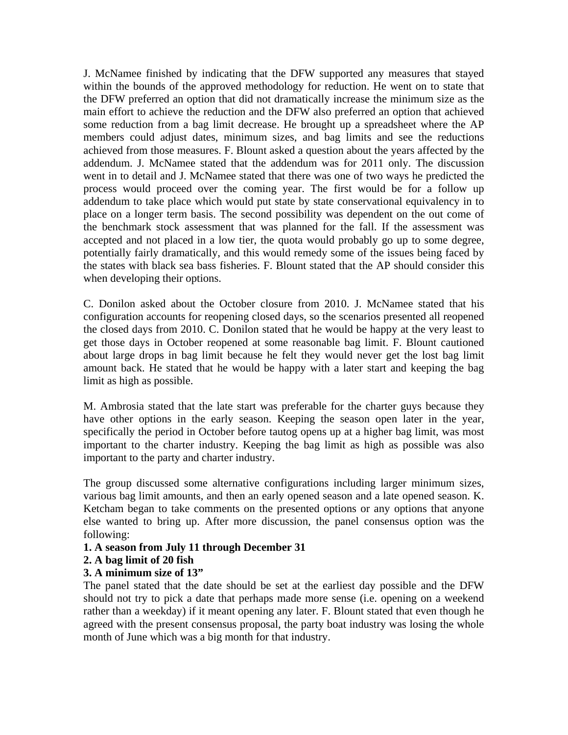J. McNamee finished by indicating that the DFW supported any measures that stayed within the bounds of the approved methodology for reduction. He went on to state that the DFW preferred an option that did not dramatically increase the minimum size as the main effort to achieve the reduction and the DFW also preferred an option that achieved some reduction from a bag limit decrease. He brought up a spreadsheet where the AP members could adjust dates, minimum sizes, and bag limits and see the reductions achieved from those measures. F. Blount asked a question about the years affected by the addendum. J. McNamee stated that the addendum was for 2011 only. The discussion went in to detail and J. McNamee stated that there was one of two ways he predicted the process would proceed over the coming year. The first would be for a follow up addendum to take place which would put state by state conservational equivalency in to place on a longer term basis. The second possibility was dependent on the out come of the benchmark stock assessment that was planned for the fall. If the assessment was accepted and not placed in a low tier, the quota would probably go up to some degree, potentially fairly dramatically, and this would remedy some of the issues being faced by the states with black sea bass fisheries. F. Blount stated that the AP should consider this when developing their options.

C. Donilon asked about the October closure from 2010. J. McNamee stated that his configuration accounts for reopening closed days, so the scenarios presented all reopened the closed days from 2010. C. Donilon stated that he would be happy at the very least to get those days in October reopened at some reasonable bag limit. F. Blount cautioned about large drops in bag limit because he felt they would never get the lost bag limit amount back. He stated that he would be happy with a later start and keeping the bag limit as high as possible.

M. Ambrosia stated that the late start was preferable for the charter guys because they have other options in the early season. Keeping the season open later in the year, specifically the period in October before tautog opens up at a higher bag limit, was most important to the charter industry. Keeping the bag limit as high as possible was also important to the party and charter industry.

The group discussed some alternative configurations including larger minimum sizes, various bag limit amounts, and then an early opened season and a late opened season. K. Ketcham began to take comments on the presented options or any options that anyone else wanted to bring up. After more discussion, the panel consensus option was the following:

**1. A season from July 11 through December 31**
**2. A bag limit of 20 fish**
**3. A minimum size of 13"**

The panel stated that the date should be set at the earliest day possible and the DFW should not try to pick a date that perhaps made more sense (i.e. opening on a weekend rather than a weekday) if it meant opening any later. F. Blount stated that even though he agreed with the present consensus proposal, the party boat industry was losing the whole month of June which was a big month for that industry.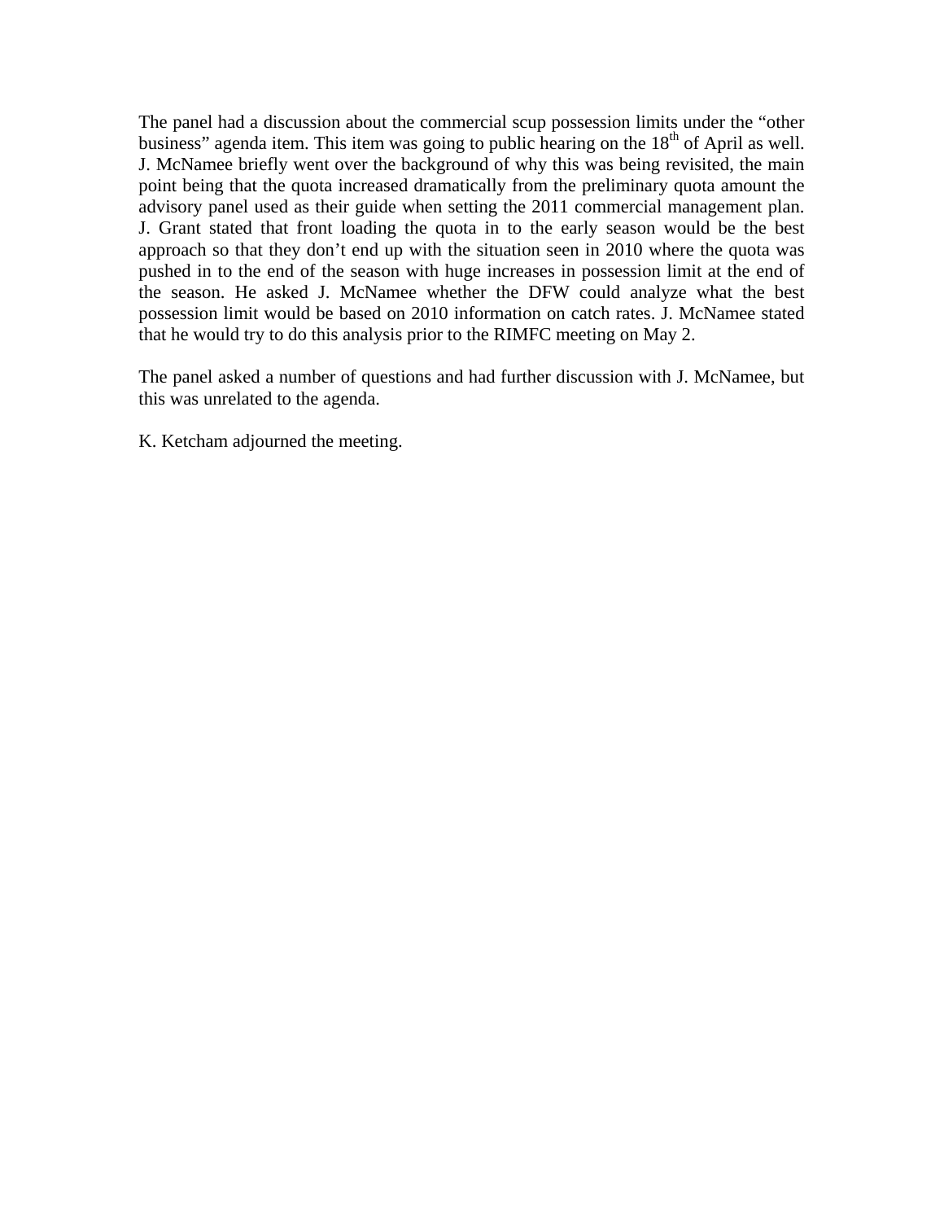The panel had a discussion about the commercial scup possession limits under the "other business" agenda item. This item was going to public hearing on the 18th of April as well. J. McNamee briefly went over the background of why this was being revisited, the main point being that the quota increased dramatically from the preliminary quota amount the advisory panel used as their guide when setting the 2011 commercial management plan. J. Grant stated that front loading the quota in to the early season would be the best approach so that they don't end up with the situation seen in 2010 where the quota was pushed in to the end of the season with huge increases in possession limit at the end of the season. He asked J. McNamee whether the DFW could analyze what the best possession limit would be based on 2010 information on catch rates. J. McNamee stated that he would try to do this analysis prior to the RIMFC meeting on May 2.

The panel asked a number of questions and had further discussion with J. McNamee, but this was unrelated to the agenda.

K. Ketcham adjourned the meeting.